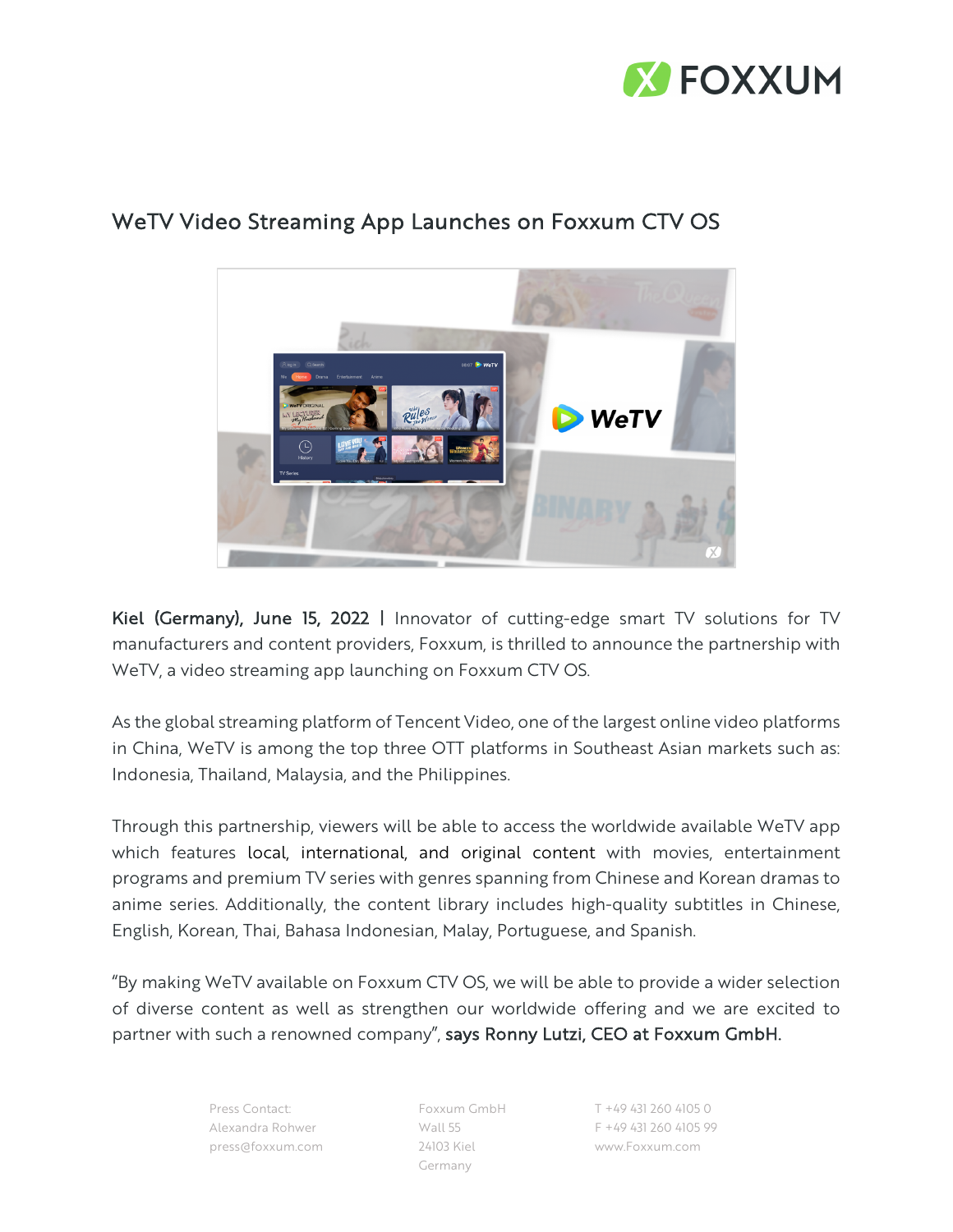FOXXUM

# WeTV Video Streaming App Launches on Foxxum CTV OS

**Kiel (Germany), June 15, 2022 |** Innovator of cutting-edge smart TV solutions for TV manufacturers and content providers, Foxxum, is thrilled to announce the partnership with WeTV, a video streaming app launching on Foxxum CTV OS.

As the global streaming platform of Tencent Video, one of the largest online video platforms in China, WeTV is among the top three OTT platforms in Southeast Asian markets such as: Indonesia, Thailand, Malaysia, and the Philippines.

Through this partnership, viewers will be able to access the worldwide available WeTV app which features local, international, and original content with movies, entertainment programs and premium TV series with genres spanning from Chinese and Korean dramas to anime series. Additionally, the content library includes high-quality subtitles in Chinese, English, Korean, Thai, Bahasa Indonesian, Malay, Portuguese, and Spanish.

"By making WeTV available on Foxxum CTV OS, we will be able to provide a wider selection of diverse content as well as strengthen our worldwide offering and we are excited to partner with such a renowned company", **says Ronny Lutzi, CEO at Foxxum GmbH.**

Press Contact:
Alexandra Rohwer
press@foxxum.com

Foxxum GmbH
Wall 55
24103 Kiel
Germany

T +49 431 260 4105 0
F +49 431 260 4105 99
www.Foxxum.com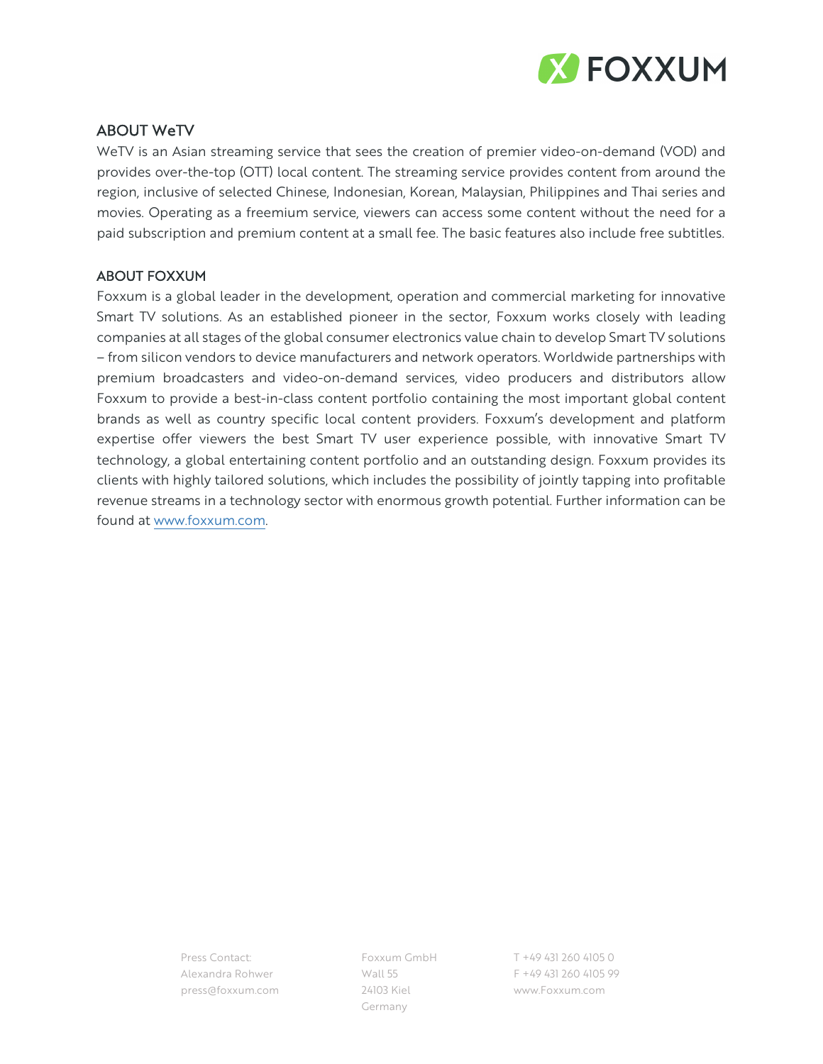## ABOUT WeTV

WeTV is an Asian streaming service that sees the creation of premier video-on-demand (VOD) and provides over-the-top (OTT) local content. The streaming service provides content from around the region, inclusive of selected Chinese, Indonesian, Korean, Malaysian, Philippines and Thai series and movies. Operating as a freemium service, viewers can access some content without the need for a paid subscription and premium content at a small fee. The basic features also include free subtitles.

## ABOUT FOXXUM

Foxxum is a global leader in the development, operation and commercial marketing for innovative Smart TV solutions. As an established pioneer in the sector, Foxxum works closely with leading companies at all stages of the global consumer electronics value chain to develop Smart TV solutions – from silicon vendors to device manufacturers and network operators. Worldwide partnerships with premium broadcasters and video-on-demand services, video producers and distributors allow Foxxum to provide a best-in-class content portfolio containing the most important global content brands as well as country specific local content providers. Foxxum's development and platform expertise offer viewers the best Smart TV user experience possible, with innovative Smart TV technology, a global entertaining content portfolio and an outstanding design. Foxxum provides its clients with highly tailored solutions, which includes the possibility of jointly tapping into profitable revenue streams in a technology sector with enormous growth potential. Further information can be found at www.foxxum.com.

Press Contact:
Alexandra Rohwer
press@foxxum.com

Foxxum GmbH
Wall 55
24103 Kiel
Germany

T +49 431 260 4105 0
F +49 431 260 4105 99
www.Foxxum.com